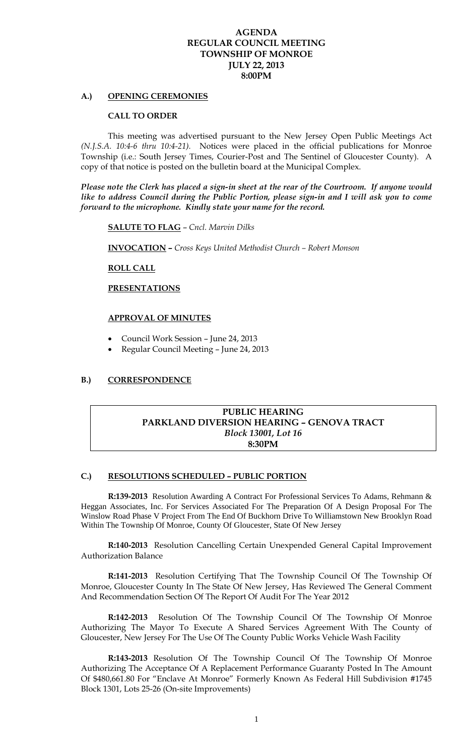# AGENDA
# REGULAR COUNCIL MEETING
# TOWNSHIP OF MONROE
# JULY 22, 2013
# 8:00PM

## A.) OPENING CEREMONIES

### CALL TO ORDER

This meeting was advertised pursuant to the New Jersey Open Public Meetings Act *(N.J.S.A. 10:4-6 thru 10:4-21)*. Notices were placed in the official publications for Monroe Township (i.e.: South Jersey Times, Courier-Post and The Sentinel of Gloucester County). A copy of that notice is posted on the bulletin board at the Municipal Complex.

***Please note the Clerk has placed a sign-in sheet at the rear of the Courtroom. If anyone would like to address Council during the Public Portion, please sign-in and I will ask you to come forward to the microphone. Kindly state your name for the record.***

**SALUTE TO FLAG** – *Cncl. Marvin Dilks*

**INVOCATION –** *Cross Keys United Methodist Church – Robert Monson*

**ROLL CALL**

**PRESENTATIONS**

**APPROVAL OF MINUTES**

- Council Work Session – June 24, 2013
- Regular Council Meeting – June 24, 2013

## B.) CORRESPONDENCE

**PUBLIC HEARING**
**PARKLAND DIVERSION HEARING – GENOVA TRACT**
***Block 13001, Lot 16***
**8:30PM**

## C.) RESOLUTIONS SCHEDULED – PUBLIC PORTION

**R:139-2013** Resolution Awarding A Contract For Professional Services To Adams, Rehmann & Heggan Associates, Inc. For Services Associated For The Preparation Of A Design Proposal For The Winslow Road Phase V Project From The End Of Buckhorn Drive To Williamstown New Brooklyn Road Within The Township Of Monroe, County Of Gloucester, State Of New Jersey

**R:140-2013** Resolution Cancelling Certain Unexpended General Capital Improvement Authorization Balance

**R:141-2013** Resolution Certifying That The Township Council Of The Township Of Monroe, Gloucester County In The State Of New Jersey, Has Reviewed The General Comment And Recommendation Section Of The Report Of Audit For The Year 2012

**R:142-2013** Resolution Of The Township Council Of The Township Of Monroe Authorizing The Mayor To Execute A Shared Services Agreement With The County of Gloucester, New Jersey For The Use Of The County Public Works Vehicle Wash Facility

**R:143-2013** Resolution Of The Township Council Of The Township Of Monroe Authorizing The Acceptance Of A Replacement Performance Guaranty Posted In The Amount Of $480,661.80 For "Enclave At Monroe" Formerly Known As Federal Hill Subdivision #1745 Block 1301, Lots 25-26 (On-site Improvements)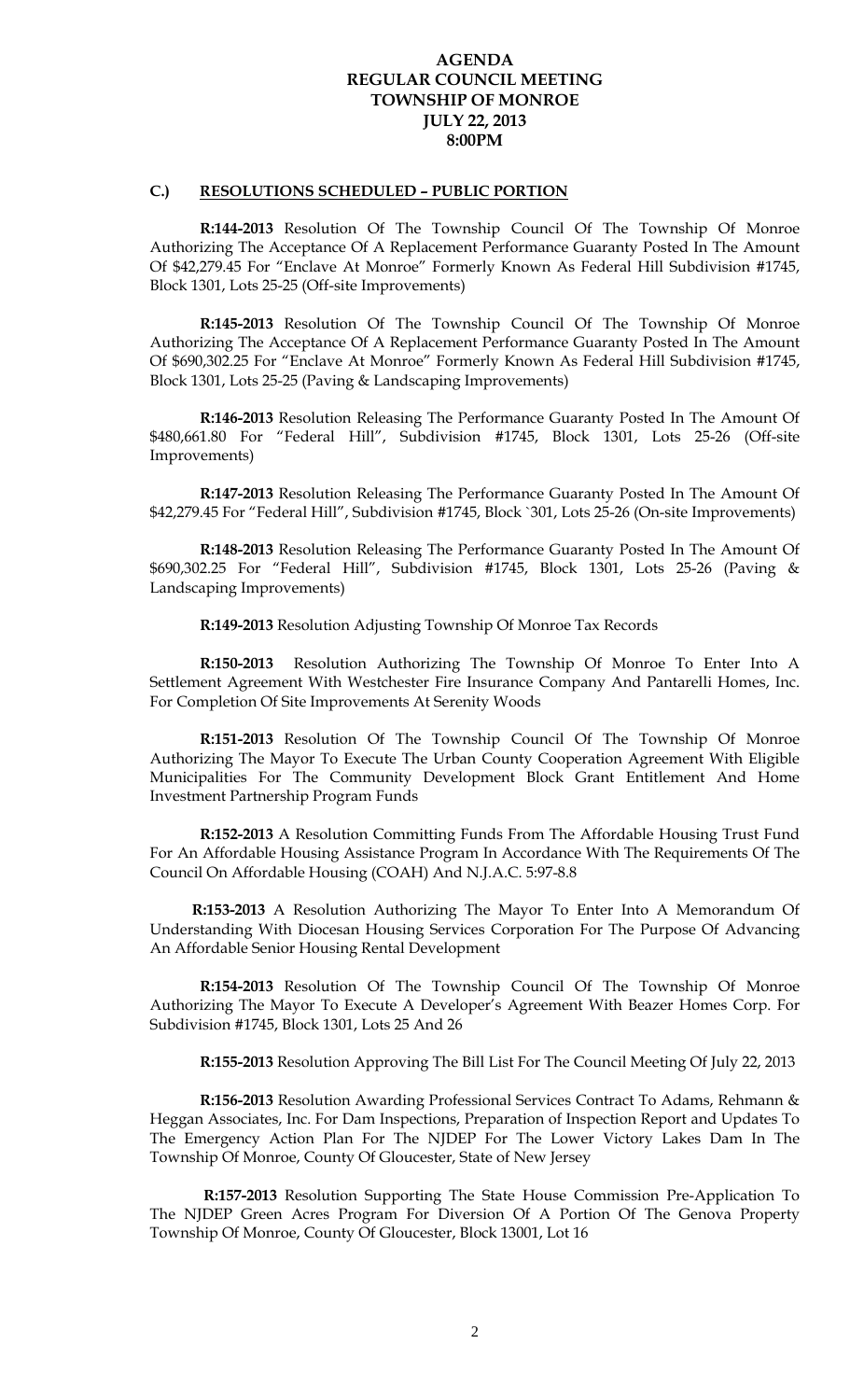# AGENDA
# REGULAR COUNCIL MEETING
# TOWNSHIP OF MONROE
# JULY 22, 2013
# 8:00PM

## C.) RESOLUTIONS SCHEDULED – PUBLIC PORTION

**R:144-2013** Resolution Of The Township Council Of The Township Of Monroe Authorizing The Acceptance Of A Replacement Performance Guaranty Posted In The Amount Of $42,279.45 For "Enclave At Monroe" Formerly Known As Federal Hill Subdivision #1745, Block 1301, Lots 25-25 (Off-site Improvements)

**R:145-2013** Resolution Of The Township Council Of The Township Of Monroe Authorizing The Acceptance Of A Replacement Performance Guaranty Posted In The Amount Of $690,302.25 For "Enclave At Monroe" Formerly Known As Federal Hill Subdivision #1745, Block 1301, Lots 25-25 (Paving & Landscaping Improvements)

**R:146-2013** Resolution Releasing The Performance Guaranty Posted In The Amount Of $480,661.80 For "Federal Hill", Subdivision #1745, Block 1301, Lots 25-26 (Off-site Improvements)

**R:147-2013** Resolution Releasing The Performance Guaranty Posted In The Amount Of $42,279.45 For "Federal Hill", Subdivision #1745, Block `301, Lots 25-26 (On-site Improvements)

**R:148-2013** Resolution Releasing The Performance Guaranty Posted In The Amount Of $690,302.25 For "Federal Hill", Subdivision #1745, Block 1301, Lots 25-26 (Paving & Landscaping Improvements)

**R:149-2013** Resolution Adjusting Township Of Monroe Tax Records

**R:150-2013** Resolution Authorizing The Township Of Monroe To Enter Into A Settlement Agreement With Westchester Fire Insurance Company And Pantarelli Homes, Inc. For Completion Of Site Improvements At Serenity Woods

**R:151-2013** Resolution Of The Township Council Of The Township Of Monroe Authorizing The Mayor To Execute The Urban County Cooperation Agreement With Eligible Municipalities For The Community Development Block Grant Entitlement And Home Investment Partnership Program Funds

**R:152-2013** A Resolution Committing Funds From The Affordable Housing Trust Fund For An Affordable Housing Assistance Program In Accordance With The Requirements Of The Council On Affordable Housing (COAH) And N.J.A.C. 5:97-8.8

**R:153-2013** A Resolution Authorizing The Mayor To Enter Into A Memorandum Of Understanding With Diocesan Housing Services Corporation For The Purpose Of Advancing An Affordable Senior Housing Rental Development

**R:154-2013** Resolution Of The Township Council Of The Township Of Monroe Authorizing The Mayor To Execute A Developer's Agreement With Beazer Homes Corp. For Subdivision #1745, Block 1301, Lots 25 And 26

**R:155-2013** Resolution Approving The Bill List For The Council Meeting Of July 22, 2013

**R:156-2013** Resolution Awarding Professional Services Contract To Adams, Rehmann & Heggan Associates, Inc. For Dam Inspections, Preparation of Inspection Report and Updates To The Emergency Action Plan For The NJDEP For The Lower Victory Lakes Dam In The Township Of Monroe, County Of Gloucester, State of New Jersey

**R:157-2013** Resolution Supporting The State House Commission Pre-Application To The NJDEP Green Acres Program For Diversion Of A Portion Of The Genova Property Township Of Monroe, County Of Gloucester, Block 13001, Lot 16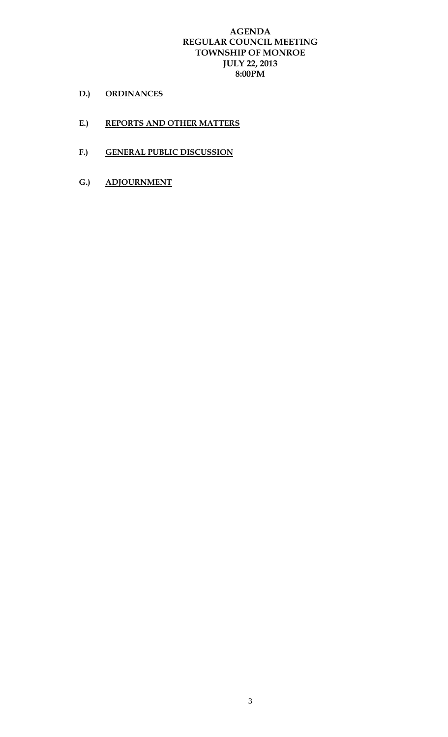**AGENDA**
**REGULAR COUNCIL MEETING**
**TOWNSHIP OF MONROE**
**JULY 22, 2013**
**8:00PM**

**D.) ORDINANCES**

**E.) REPORTS AND OTHER MATTERS**

**F.) GENERAL PUBLIC DISCUSSION**

**G.) ADJOURNMENT**